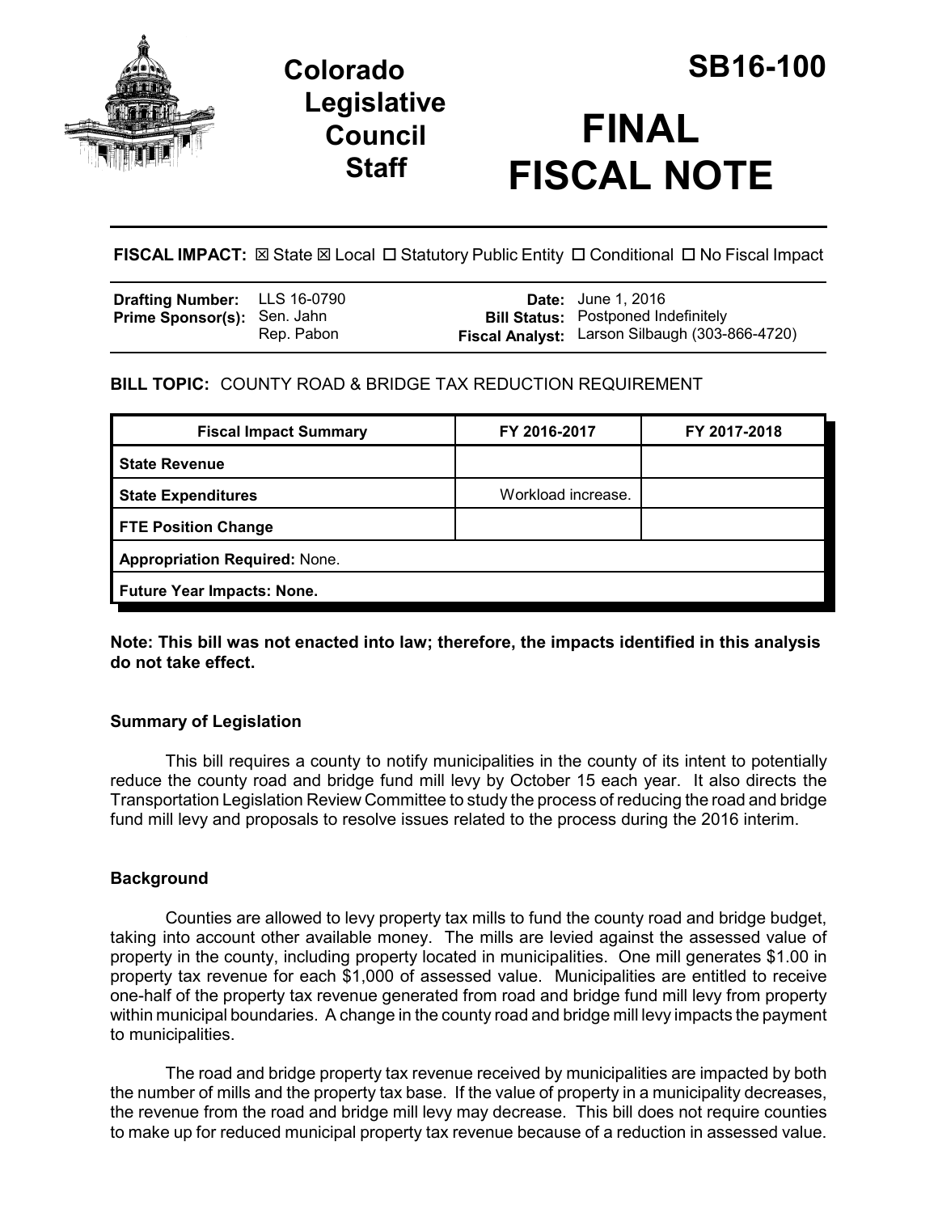# Colorado Legislative Council Staff

# SB16-100

# FINAL FISCAL NOTE

**FISCAL IMPACT:** ☒ State ☒ Local ☐ Statutory Public Entity ☐ Conditional ☐ No Fiscal Impact

| | | | |
|---|---|---|---|
| **Drafting Number:** | LLS 16-0790 | **Date:** | June 1, 2016 |
| **Prime Sponsor(s):** | Sen. Jahn<br>Rep. Pabon | **Bill Status:** | Postponed Indefinitely |
| | | **Fiscal Analyst:** | Larson Silbaugh (303-866-4720) |

**BILL TOPIC:** COUNTY ROAD & BRIDGE TAX REDUCTION REQUIREMENT

| Fiscal Impact Summary | FY 2016-2017 | FY 2017-2018 |
|---|---|---|
| **State Revenue** | | |
| **State Expenditures** | Workload increase. | |
| **FTE Position Change** | | |
| **Appropriation Required:** None. | | |
| **Future Year Impacts: None.** | | |

**Note: This bill was not enacted into law; therefore, the impacts identified in this analysis do not take effect.**

### Summary of Legislation

This bill requires a county to notify municipalities in the county of its intent to potentially reduce the county road and bridge fund mill levy by October 15 each year. It also directs the Transportation Legislation Review Committee to study the process of reducing the road and bridge fund mill levy and proposals to resolve issues related to the process during the 2016 interim.

### Background

Counties are allowed to levy property tax mills to fund the county road and bridge budget, taking into account other available money. The mills are levied against the assessed value of property in the county, including property located in municipalities. One mill generates $1.00 in property tax revenue for each $1,000 of assessed value. Municipalities are entitled to receive one-half of the property tax revenue generated from road and bridge fund mill levy from property within municipal boundaries. A change in the county road and bridge mill levy impacts the payment to municipalities.

The road and bridge property tax revenue received by municipalities are impacted by both the number of mills and the property tax base. If the value of property in a municipality decreases, the revenue from the road and bridge mill levy may decrease. This bill does not require counties to make up for reduced municipal property tax revenue because of a reduction in assessed value.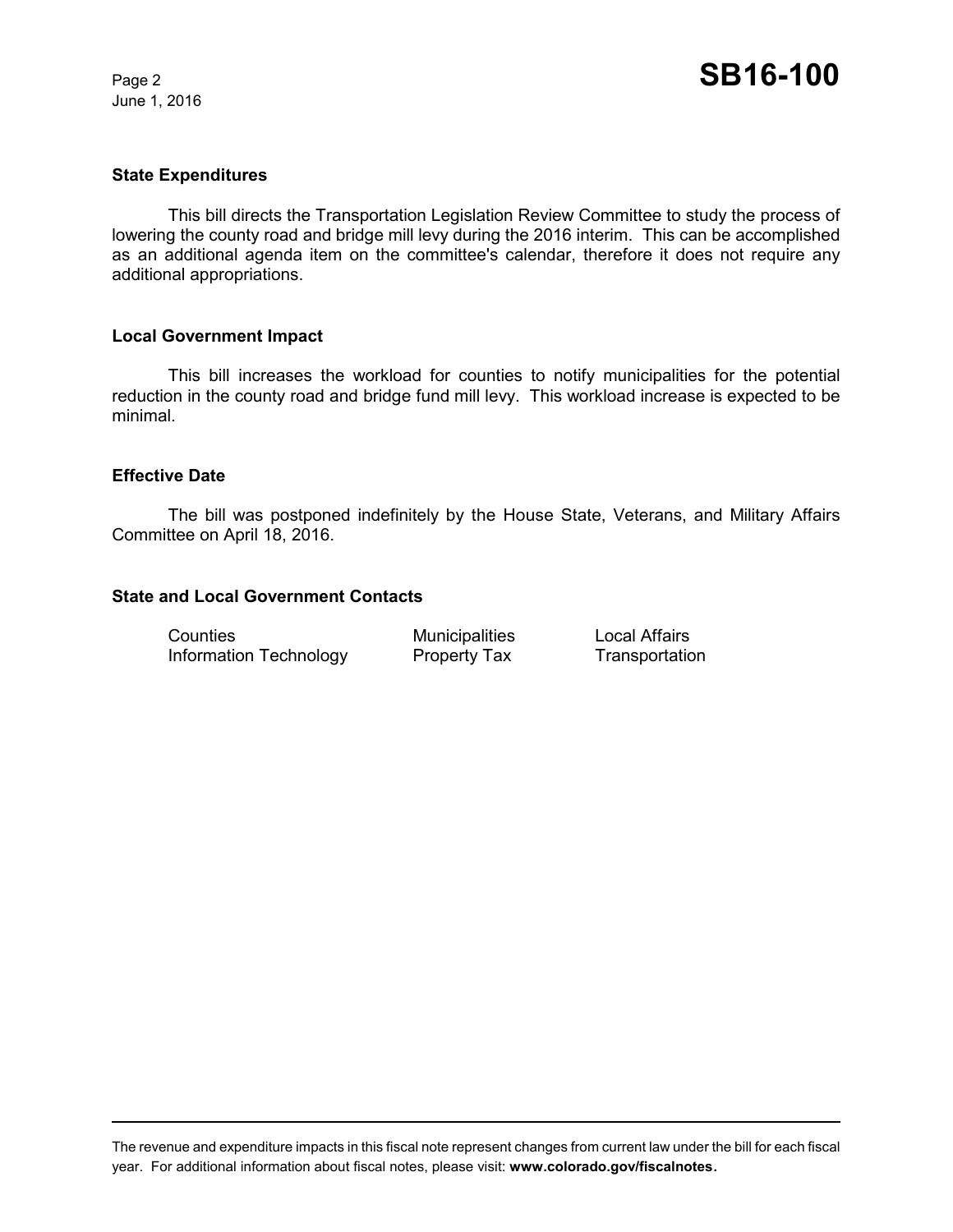### State Expenditures

This bill directs the Transportation Legislation Review Committee to study the process of lowering the county road and bridge mill levy during the 2016 interim. This can be accomplished as an additional agenda item on the committee's calendar, therefore it does not require any additional appropriations.

### Local Government Impact

This bill increases the workload for counties to notify municipalities for the potential reduction in the county road and bridge fund mill levy. This workload increase is expected to be minimal.

### Effective Date

The bill was postponed indefinitely by the House State, Veterans, and Military Affairs Committee on April 18, 2016.

### State and Local Government Contacts

| | | |
|---|---|---|
| Counties | Municipalities | Local Affairs |
| Information Technology | Property Tax | Transportation |

The revenue and expenditure impacts in this fiscal note represent changes from current law under the bill for each fiscal year. For additional information about fiscal notes, please visit: **www.colorado.gov/fiscalnotes.**